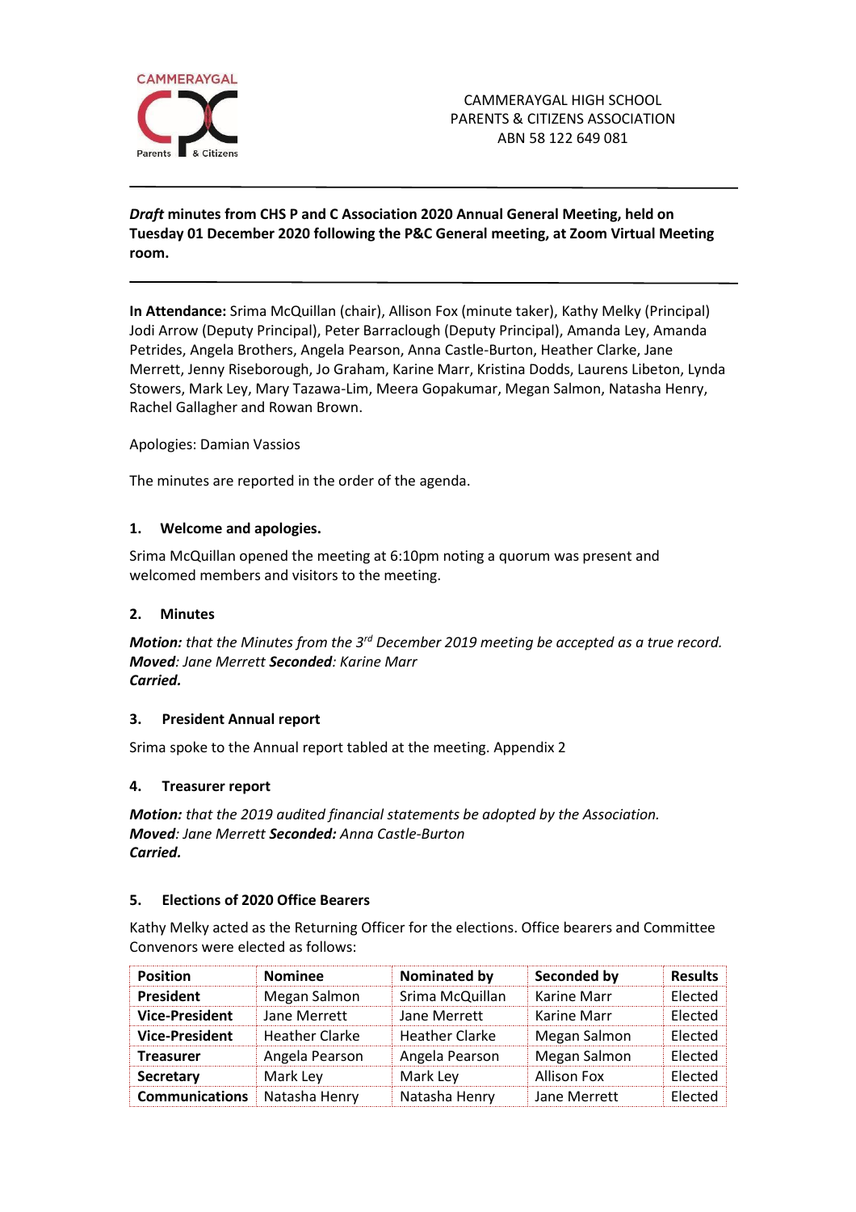CAMMERAYGAL HIGH SCHOOL
PARENTS & CITIZENS ASSOCIATION
ABN 58 122 649 081

---

***Draft* minutes from CHS P and C Association 2020 Annual General Meeting, held on Tuesday 01 December 2020 following the P&C General meeting, at Zoom Virtual Meeting room.**

---

**In Attendance:** Srima McQuillan (chair), Allison Fox (minute taker), Kathy Melky (Principal) Jodi Arrow (Deputy Principal), Peter Barraclough (Deputy Principal), Amanda Ley, Amanda Petrides, Angela Brothers, Angela Pearson, Anna Castle-Burton, Heather Clarke, Jane Merrett, Jenny Riseborough, Jo Graham, Karine Marr, Kristina Dodds, Laurens Libeton, Lynda Stowers, Mark Ley, Mary Tazawa-Lim, Meera Gopakumar, Megan Salmon, Natasha Henry, Rachel Gallagher and Rowan Brown.

Apologies: Damian Vassios

The minutes are reported in the order of the agenda.

## 1. Welcome and apologies.

Srima McQuillan opened the meeting at 6:10pm noting a quorum was present and welcomed members and visitors to the meeting.

## 2. Minutes

***Motion:*** *that the Minutes from the 3rd December 2019 meeting be accepted as a true record.*
***Moved****: Jane Merrett* ***Seconded****: Karine Marr*
***Carried.***

## 3. President Annual report

Srima spoke to the Annual report tabled at the meeting. Appendix 2

## 4. Treasurer report

***Motion:*** *that the 2019 audited financial statements be adopted by the Association.*
***Moved****: Jane Merrett* ***Seconded:*** *Anna Castle-Burton*
***Carried.***

## 5. Elections of 2020 Office Bearers

Kathy Melky acted as the Returning Officer for the elections. Office bearers and Committee Convenors were elected as follows:

| Position | Nominee | Nominated by | Seconded by | Results |
|---|---|---|---|---|
| **President** | Megan Salmon | Srima McQuillan | Karine Marr | Elected |
| **Vice-President** | Jane Merrett | Jane Merrett | Karine Marr | Elected |
| **Vice-President** | Heather Clarke | Heather Clarke | Megan Salmon | Elected |
| **Treasurer** | Angela Pearson | Angela Pearson | Megan Salmon | Elected |
| **Secretary** | Mark Ley | Mark Ley | Allison Fox | Elected |
| **Communications** | Natasha Henry | Natasha Henry | Jane Merrett | Elected |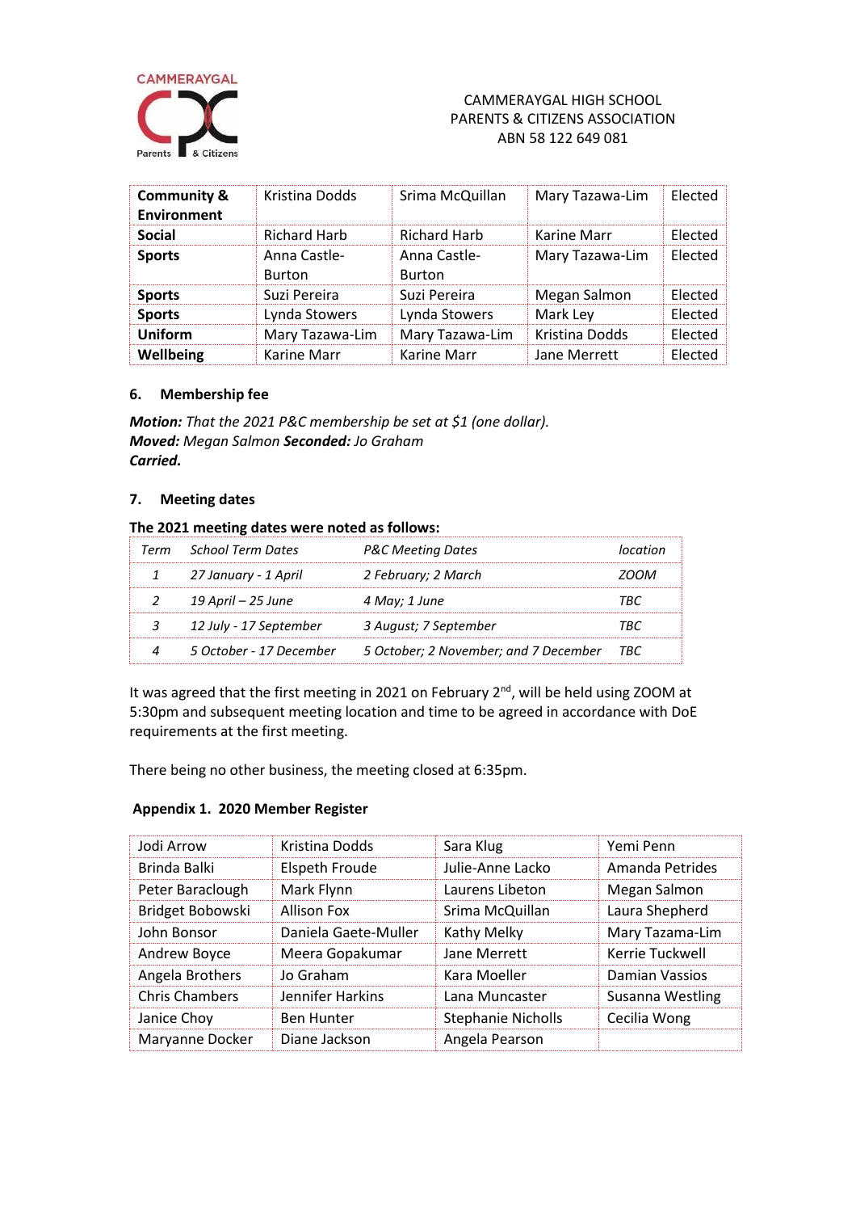CAMMERAYGAL HIGH SCHOOL
PARENTS & CITIZENS ASSOCIATION
ABN 58 122 649 081

| | | | | |
|---|---|---|---|---|
| **Community & Environment** | Kristina Dodds | Srima McQuillan | Mary Tazawa-Lim | Elected |
| **Social** | Richard Harb | Richard Harb | Karine Marr | Elected |
| **Sports** | Anna Castle-Burton | Anna Castle-Burton | Mary Tazawa-Lim | Elected |
| **Sports** | Suzi Pereira | Suzi Pereira | Megan Salmon | Elected |
| **Sports** | Lynda Stowers | Lynda Stowers | Mark Ley | Elected |
| **Uniform** | Mary Tazawa-Lim | Mary Tazawa-Lim | Kristina Dodds | Elected |
| **Wellbeing** | Karine Marr | Karine Marr | Jane Merrett | Elected |

### 6. Membership fee

***Motion:*** *That the 2021 P&C membership be set at $1 (one dollar).*
***Moved:*** *Megan Salmon* ***Seconded:*** *Jo Graham*
***Carried.***

### 7. Meeting dates

**The 2021 meeting dates were noted as follows:**

| *Term* | *School Term Dates* | *P&C Meeting Dates* | *location* |
|---|---|---|---|
| *1* | *27 January - 1 April* | *2 February; 2 March* | *ZOOM* |
| *2* | *19 April – 25 June* | *4 May; 1 June* | *TBC* |
| *3* | *12 July - 17 September* | *3 August; 7 September* | *TBC* |
| *4* | *5 October - 17 December* | *5 October; 2 November; and 7 December* | *TBC* |

It was agreed that the first meeting in 2021 on February 2nd, will be held using ZOOM at 5:30pm and subsequent meeting location and time to be agreed in accordance with DoE requirements at the first meeting.

There being no other business, the meeting closed at 6:35pm.

### Appendix 1. 2020 Member Register

| | | | |
|---|---|---|---|
| Jodi Arrow | Kristina Dodds | Sara Klug | Yemi Penn |
| Brinda Balki | Elspeth Froude | Julie-Anne Lacko | Amanda Petrides |
| Peter Baraclough | Mark Flynn | Laurens Libeton | Megan Salmon |
| Bridget Bobowski | Allison Fox | Srima McQuillan | Laura Shepherd |
| John Bonsor | Daniela Gaete-Muller | Kathy Melky | Mary Tazama-Lim |
| Andrew Boyce | Meera Gopakumar | Jane Merrett | Kerrie Tuckwell |
| Angela Brothers | Jo Graham | Kara Moeller | Damian Vassios |
| Chris Chambers | Jennifer Harkins | Lana Muncaster | Susanna Westling |
| Janice Choy | Ben Hunter | Stephanie Nicholls | Cecilia Wong |
| Maryanne Docker | Diane Jackson | Angela Pearson | |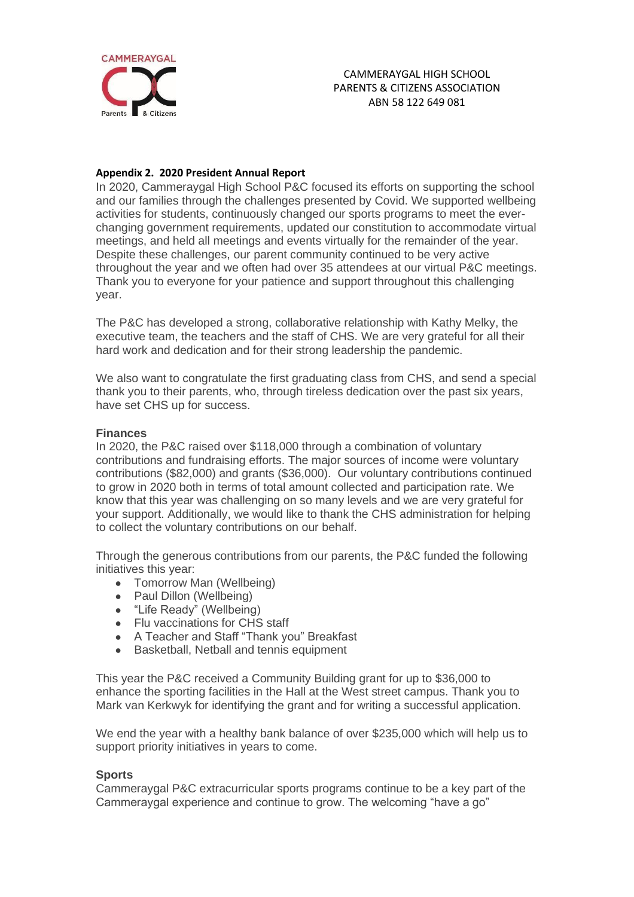CAMMERAYGAL HIGH SCHOOL
PARENTS & CITIZENS ASSOCIATION
ABN 58 122 649 081

**Appendix 2. 2020 President Annual Report**

In 2020, Cammeraygal High School P&C focused its efforts on supporting the school and our families through the challenges presented by Covid. We supported wellbeing activities for students, continuously changed our sports programs to meet the ever-changing government requirements, updated our constitution to accommodate virtual meetings, and held all meetings and events virtually for the remainder of the year. Despite these challenges, our parent community continued to be very active throughout the year and we often had over 35 attendees at our virtual P&C meetings. Thank you to everyone for your patience and support throughout this challenging year.

The P&C has developed a strong, collaborative relationship with Kathy Melky, the executive team, the teachers and the staff of CHS. We are very grateful for all their hard work and dedication and for their strong leadership the pandemic.

We also want to congratulate the first graduating class from CHS, and send a special thank you to their parents, who, through tireless dedication over the past six years, have set CHS up for success.

**Finances**

In 2020, the P&C raised over $118,000 through a combination of voluntary contributions and fundraising efforts. The major sources of income were voluntary contributions ($82,000) and grants ($36,000). Our voluntary contributions continued to grow in 2020 both in terms of total amount collected and participation rate. We know that this year was challenging on so many levels and we are very grateful for your support. Additionally, we would like to thank the CHS administration for helping to collect the voluntary contributions on our behalf.

Through the generous contributions from our parents, the P&C funded the following initiatives this year:

- Tomorrow Man (Wellbeing)
- Paul Dillon (Wellbeing)
- "Life Ready" (Wellbeing)
- Flu vaccinations for CHS staff
- A Teacher and Staff "Thank you" Breakfast
- Basketball, Netball and tennis equipment

This year the P&C received a Community Building grant for up to $36,000 to enhance the sporting facilities in the Hall at the West street campus. Thank you to Mark van Kerkwyk for identifying the grant and for writing a successful application.

We end the year with a healthy bank balance of over $235,000 which will help us to support priority initiatives in years to come.

**Sports**

Cammeraygal P&C extracurricular sports programs continue to be a key part of the Cammeraygal experience and continue to grow. The welcoming "have a go"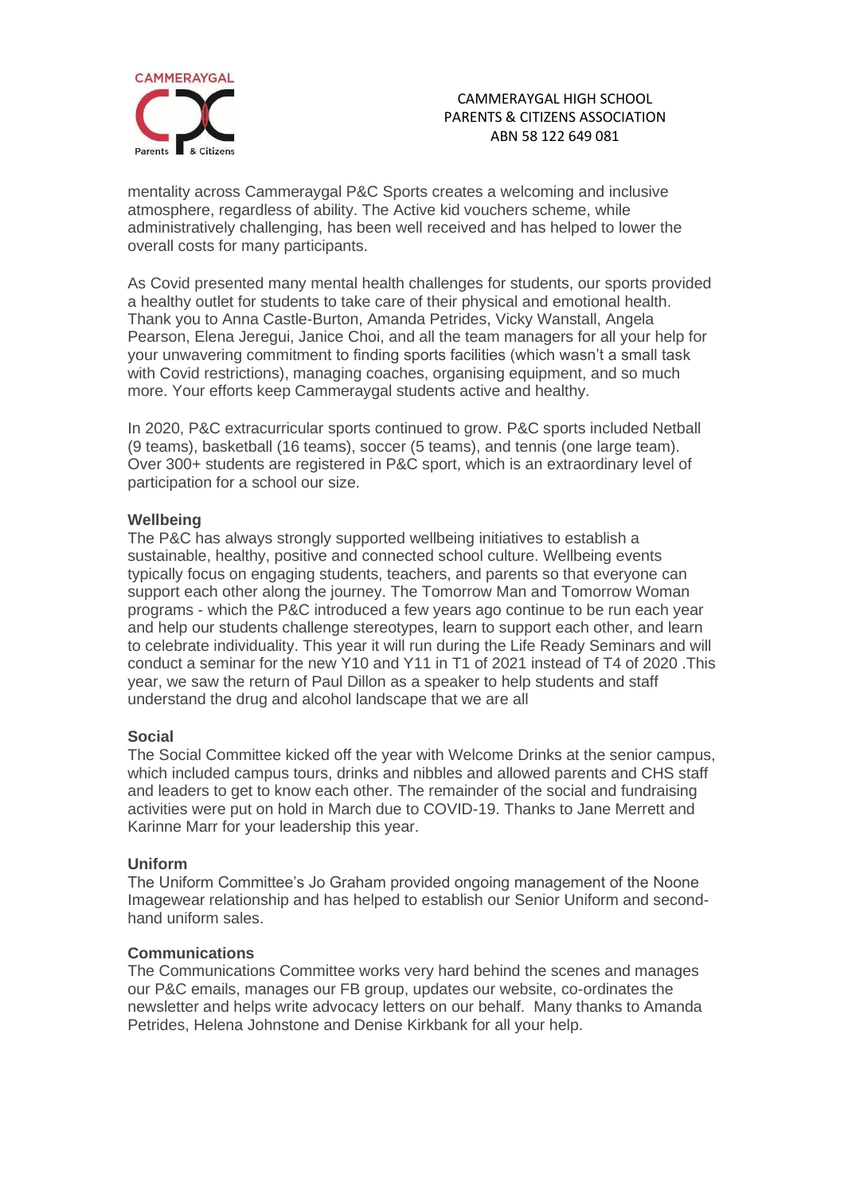mentality across Cammeraygal P&C Sports creates a welcoming and inclusive atmosphere, regardless of ability. The Active kid vouchers scheme, while administratively challenging, has been well received and has helped to lower the overall costs for many participants.

As Covid presented many mental health challenges for students, our sports provided a healthy outlet for students to take care of their physical and emotional health. Thank you to Anna Castle-Burton, Amanda Petrides, Vicky Wanstall, Angela Pearson, Elena Jeregui, Janice Choi, and all the team managers for all your help for your unwavering commitment to finding sports facilities (which wasn't a small task with Covid restrictions), managing coaches, organising equipment, and so much more. Your efforts keep Cammeraygal students active and healthy.

In 2020, P&C extracurricular sports continued to grow. P&C sports included Netball (9 teams), basketball (16 teams), soccer (5 teams), and tennis (one large team). Over 300+ students are registered in P&C sport, which is an extraordinary level of participation for a school our size.

**Wellbeing**

The P&C has always strongly supported wellbeing initiatives to establish a sustainable, healthy, positive and connected school culture. Wellbeing events typically focus on engaging students, teachers, and parents so that everyone can support each other along the journey. The Tomorrow Man and Tomorrow Woman programs - which the P&C introduced a few years ago continue to be run each year and help our students challenge stereotypes, learn to support each other, and learn to celebrate individuality. This year it will run during the Life Ready Seminars and will conduct a seminar for the new Y10 and Y11 in T1 of 2021 instead of T4 of 2020 .This year, we saw the return of Paul Dillon as a speaker to help students and staff understand the drug and alcohol landscape that we are all

**Social**

The Social Committee kicked off the year with Welcome Drinks at the senior campus, which included campus tours, drinks and nibbles and allowed parents and CHS staff and leaders to get to know each other. The remainder of the social and fundraising activities were put on hold in March due to COVID-19. Thanks to Jane Merrett and Karinne Marr for your leadership this year.

**Uniform**

The Uniform Committee's Jo Graham provided ongoing management of the Noone Imagewear relationship and has helped to establish our Senior Uniform and second-hand uniform sales.

**Communications**

The Communications Committee works very hard behind the scenes and manages our P&C emails, manages our FB group, updates our website, co-ordinates the newsletter and helps write advocacy letters on our behalf. Many thanks to Amanda Petrides, Helena Johnstone and Denise Kirkbank for all your help.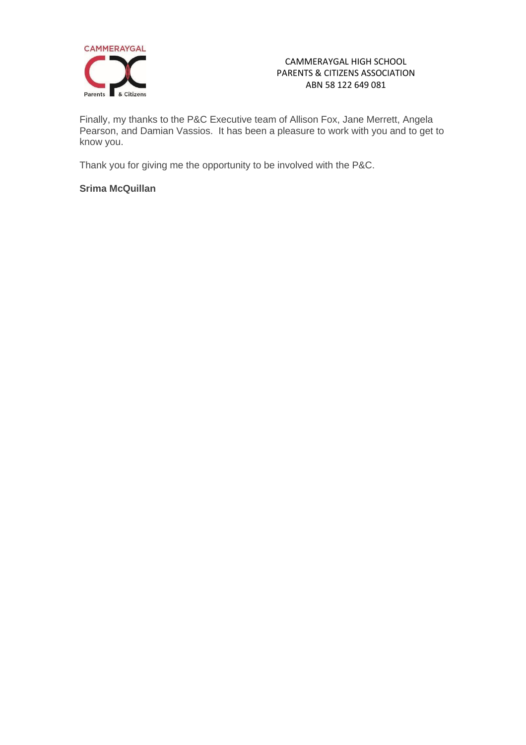Finally, my thanks to the P&C Executive team of Allison Fox, Jane Merrett, Angela Pearson, and Damian Vassios. It has been a pleasure to work with you and to get to know you.

Thank you for giving me the opportunity to be involved with the P&C.

**Srima McQuillan**